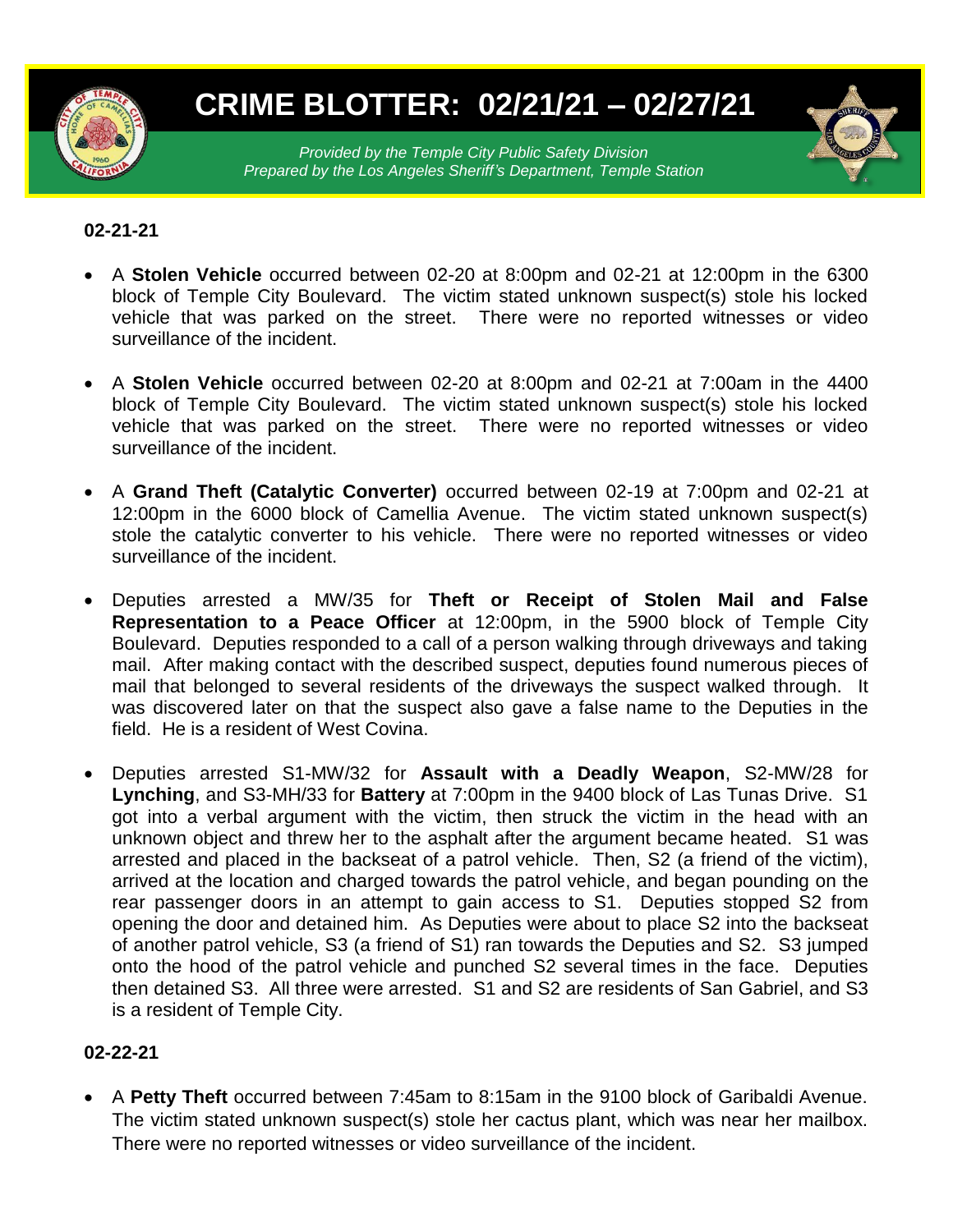# CRIME BLOTTER: 02/21/21 – 02/27/21

*Provided by the Temple City Public Safety Division*
*Prepared by the Los Angeles Sheriff's Department, Temple Station*

**02-21-21**

- A **Stolen Vehicle** occurred between 02-20 at 8:00pm and 02-21 at 12:00pm in the 6300 block of Temple City Boulevard. The victim stated unknown suspect(s) stole his locked vehicle that was parked on the street. There were no reported witnesses or video surveillance of the incident.

- A **Stolen Vehicle** occurred between 02-20 at 8:00pm and 02-21 at 7:00am in the 4400 block of Temple City Boulevard. The victim stated unknown suspect(s) stole his locked vehicle that was parked on the street. There were no reported witnesses or video surveillance of the incident.

- A **Grand Theft (Catalytic Converter)** occurred between 02-19 at 7:00pm and 02-21 at 12:00pm in the 6000 block of Camellia Avenue. The victim stated unknown suspect(s) stole the catalytic converter to his vehicle. There were no reported witnesses or video surveillance of the incident.

- Deputies arrested a MW/35 for **Theft or Receipt of Stolen Mail and False Representation to a Peace Officer** at 12:00pm, in the 5900 block of Temple City Boulevard. Deputies responded to a call of a person walking through driveways and taking mail. After making contact with the described suspect, deputies found numerous pieces of mail that belonged to several residents of the driveways the suspect walked through. It was discovered later on that the suspect also gave a false name to the Deputies in the field. He is a resident of West Covina.

- Deputies arrested S1-MW/32 for **Assault with a Deadly Weapon**, S2-MW/28 for **Lynching**, and S3-MH/33 for **Battery** at 7:00pm in the 9400 block of Las Tunas Drive. S1 got into a verbal argument with the victim, then struck the victim in the head with an unknown object and threw her to the asphalt after the argument became heated. S1 was arrested and placed in the backseat of a patrol vehicle. Then, S2 (a friend of the victim), arrived at the location and charged towards the patrol vehicle, and began pounding on the rear passenger doors in an attempt to gain access to S1. Deputies stopped S2 from opening the door and detained him. As Deputies were about to place S2 into the backseat of another patrol vehicle, S3 (a friend of S1) ran towards the Deputies and S2. S3 jumped onto the hood of the patrol vehicle and punched S2 several times in the face. Deputies then detained S3. All three were arrested. S1 and S2 are residents of San Gabriel, and S3 is a resident of Temple City.

**02-22-21**

- A **Petty Theft** occurred between 7:45am to 8:15am in the 9100 block of Garibaldi Avenue. The victim stated unknown suspect(s) stole her cactus plant, which was near her mailbox. There were no reported witnesses or video surveillance of the incident.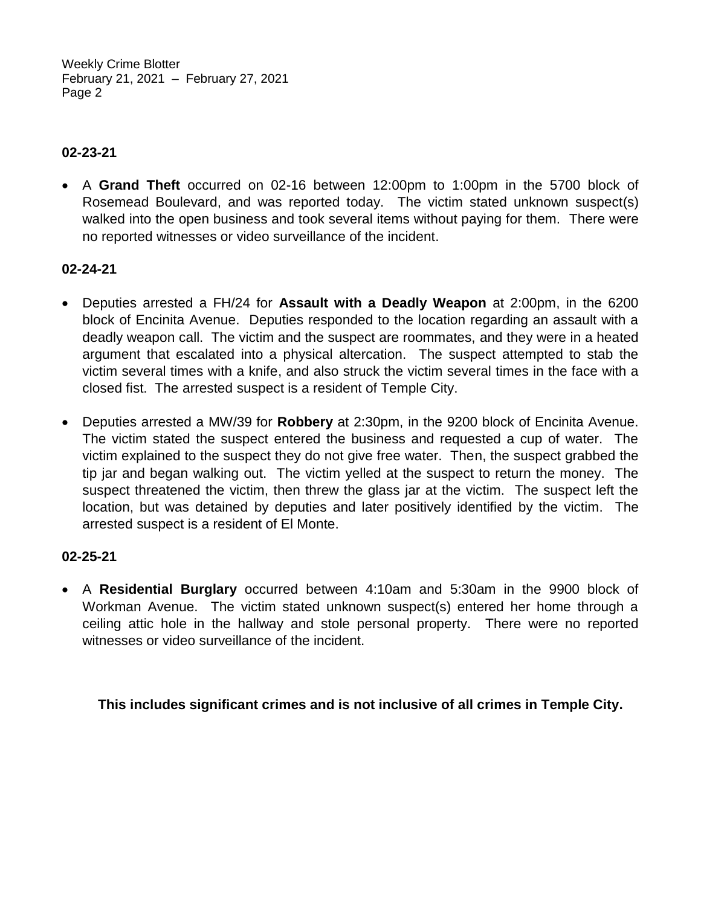**02-23-21**

- A **Grand Theft** occurred on 02-16 between 12:00pm to 1:00pm in the 5700 block of Rosemead Boulevard, and was reported today. The victim stated unknown suspect(s) walked into the open business and took several items without paying for them. There were no reported witnesses or video surveillance of the incident.

**02-24-21**

- Deputies arrested a FH/24 for **Assault with a Deadly Weapon** at 2:00pm, in the 6200 block of Encinita Avenue. Deputies responded to the location regarding an assault with a deadly weapon call. The victim and the suspect are roommates, and they were in a heated argument that escalated into a physical altercation. The suspect attempted to stab the victim several times with a knife, and also struck the victim several times in the face with a closed fist. The arrested suspect is a resident of Temple City.

- Deputies arrested a MW/39 for **Robbery** at 2:30pm, in the 9200 block of Encinita Avenue. The victim stated the suspect entered the business and requested a cup of water. The victim explained to the suspect they do not give free water. Then, the suspect grabbed the tip jar and began walking out. The victim yelled at the suspect to return the money. The suspect threatened the victim, then threw the glass jar at the victim. The suspect left the location, but was detained by deputies and later positively identified by the victim. The arrested suspect is a resident of El Monte.

**02-25-21**

- A **Residential Burglary** occurred between 4:10am and 5:30am in the 9900 block of Workman Avenue. The victim stated unknown suspect(s) entered her home through a ceiling attic hole in the hallway and stole personal property. There were no reported witnesses or video surveillance of the incident.

**This includes significant crimes and is not inclusive of all crimes in Temple City.**